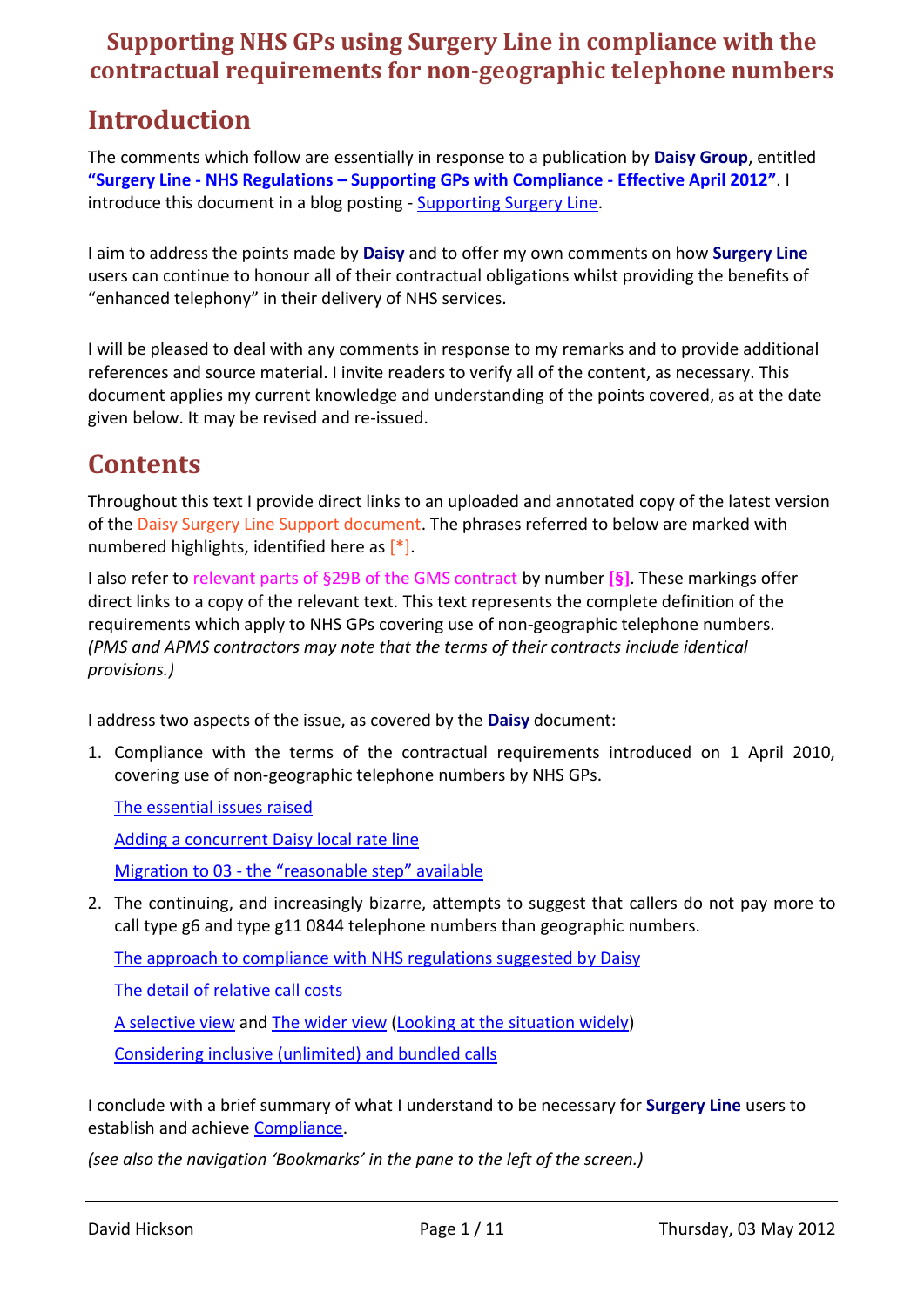# Supporting NHS GPs using Surgery Line in compliance with the contractual requirements for non-geographic telephone numbers

# Introduction

The comments which follow are essentially in response to a publication by **Daisy Group**, entitled **"Surgery Line - NHS Regulations – Supporting GPs with Compliance - Effective April 2012"**. I introduce this document in a blog posting - Supporting Surgery Line.

I aim to address the points made by **Daisy** and to offer my own comments on how **Surgery Line** users can continue to honour all of their contractual obligations whilst providing the benefits of "enhanced telephony" in their delivery of NHS services.

I will be pleased to deal with any comments in response to my remarks and to provide additional references and source material. I invite readers to verify all of the content, as necessary. This document applies my current knowledge and understanding of the points covered, as at the date given below. It may be revised and re-issued.

# Contents

Throughout this text I provide direct links to an uploaded and annotated copy of the latest version of the Daisy Surgery Line Support document. The phrases referred to below are marked with numbered highlights, identified here as [*].

I also refer to relevant parts of §29B of the GMS contract by number **[§]**. These markings offer direct links to a copy of the relevant text. This text represents the complete definition of the requirements which apply to NHS GPs covering use of non-geographic telephone numbers. *(PMS and APMS contractors may note that the terms of their contracts include identical provisions.)*

I address two aspects of the issue, as covered by the **Daisy** document:

1. Compliance with the terms of the contractual requirements introduced on 1 April 2010, covering use of non-geographic telephone numbers by NHS GPs.

   The essential issues raised

   Adding a concurrent Daisy local rate line

   Migration to 03 - the "reasonable step" available

2. The continuing, and increasingly bizarre, attempts to suggest that callers do not pay more to call type g6 and type g11 0844 telephone numbers than geographic numbers.

   The approach to compliance with NHS regulations suggested by Daisy

   The detail of relative call costs

   A selective view and The wider view (Looking at the situation widely)

   Considering inclusive (unlimited) and bundled calls

I conclude with a brief summary of what I understand to be necessary for **Surgery Line** users to establish and achieve Compliance.

*(see also the navigation 'Bookmarks' in the pane to the left of the screen.)*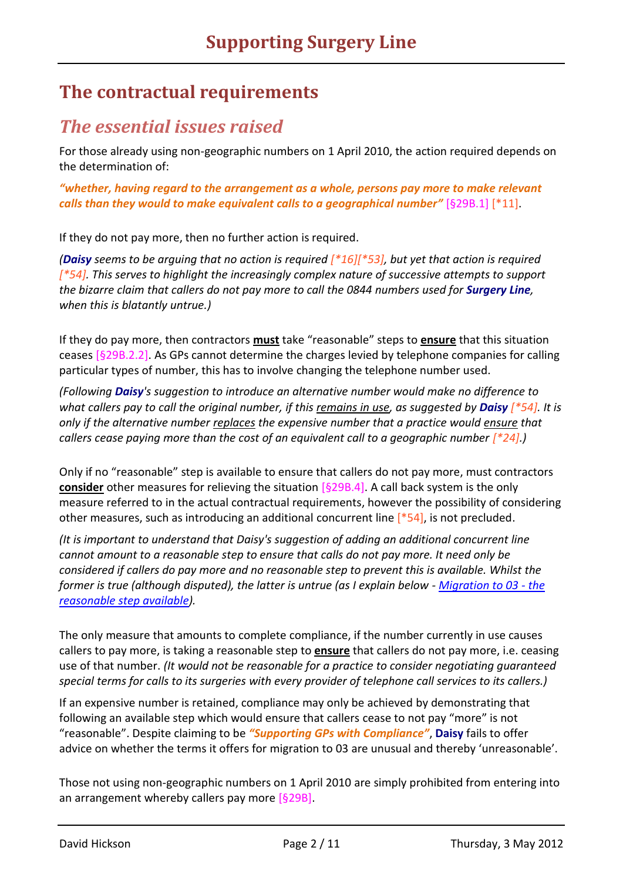## The contractual requirements

### *The essential issues raised*

For those already using non-geographic numbers on 1 April 2010, the action required depends on the determination of:

***"whether, having regard to the arrangement as a whole, persons pay more to make relevant calls than they would to make equivalent calls to a geographical number"*** [§29B.1] [*11].

If they do not pay more, then no further action is required.

*(**Daisy** seems to be arguing that no action is required [*16][*53], but yet that action is required [*54]. This serves to highlight the increasingly complex nature of successive attempts to support the bizarre claim that callers do not pay more to call the 0844 numbers used for **Surgery Line**, when this is blatantly untrue.)*

If they do pay more, then contractors **must** take "reasonable" steps to **ensure** that this situation ceases [§29B.2.2]. As GPs cannot determine the charges levied by telephone companies for calling particular types of number, this has to involve changing the telephone number used.

*(Following **Daisy**'s suggestion to introduce an alternative number would make no difference to what callers pay to call the original number, if this remains in use, as suggested by **Daisy** [*54]. It is only if the alternative number replaces the expensive number that a practice would ensure that callers cease paying more than the cost of an equivalent call to a geographic number [*24].)*

Only if no "reasonable" step is available to ensure that callers do not pay more, must contractors **consider** other measures for relieving the situation [§29B.4]. A call back system is the only measure referred to in the actual contractual requirements, however the possibility of considering other measures, such as introducing an additional concurrent line [*54], is not precluded.

*(It is important to understand that Daisy's suggestion of adding an additional concurrent line cannot amount to a reasonable step to ensure that calls do not pay more. It need only be considered if callers do pay more and no reasonable step to prevent this is available. Whilst the former is true (although disputed), the latter is untrue (as I explain below - Migration to 03 - the reasonable step available).*

The only measure that amounts to complete compliance, if the number currently in use causes callers to pay more, is taking a reasonable step to **ensure** that callers do not pay more, i.e. ceasing use of that number. *(It would not be reasonable for a practice to consider negotiating guaranteed special terms for calls to its surgeries with every provider of telephone call services to its callers.)*

If an expensive number is retained, compliance may only be achieved by demonstrating that following an available step which would ensure that callers cease to not pay "more" is not "reasonable". Despite claiming to be ***"Supporting GPs with Compliance"***, **Daisy** fails to offer advice on whether the terms it offers for migration to 03 are unusual and thereby 'unreasonable'.

Those not using non-geographic numbers on 1 April 2010 are simply prohibited from entering into an arrangement whereby callers pay more [§29B].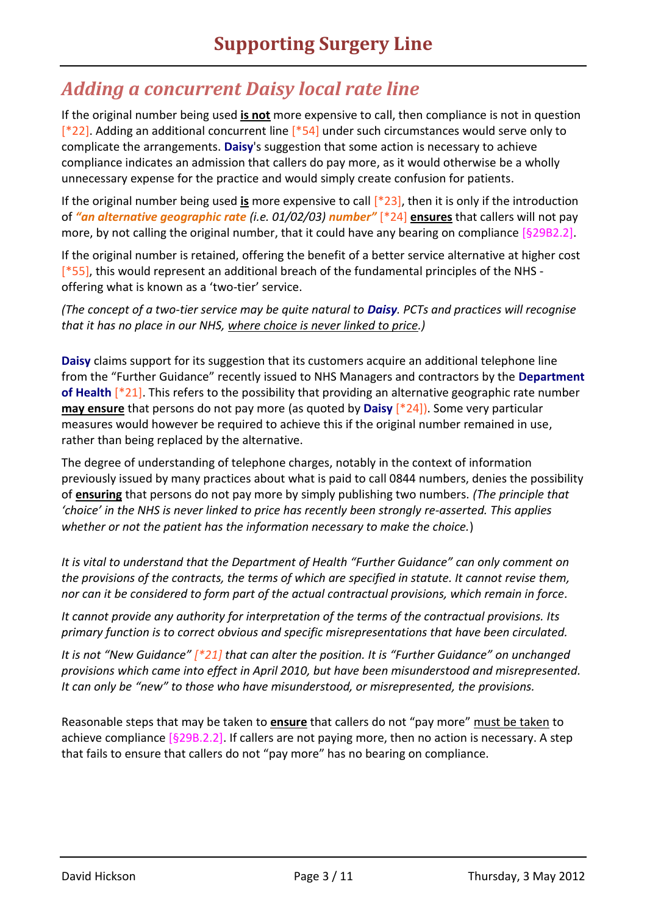## *Adding a concurrent Daisy local rate line*

If the original number being used **is not** more expensive to call, then compliance is not in question [*22]. Adding an additional concurrent line [*54] under such circumstances would serve only to complicate the arrangements. **Daisy**'s suggestion that some action is necessary to achieve compliance indicates an admission that callers do pay more, as it would otherwise be a wholly unnecessary expense for the practice and would simply create confusion for patients.

If the original number being used **is** more expensive to call [*23], then it is only if the introduction of ***"an alternative geographic rate** (i.e. 01/02/03) **number"*** [*24] **ensures** that callers will not pay more, by not calling the original number, that it could have any bearing on compliance [§29B2.2].

If the original number is retained, offering the benefit of a better service alternative at higher cost [*55], this would represent an additional breach of the fundamental principles of the NHS - offering what is known as a 'two-tier' service.

*(The concept of a two-tier service may be quite natural to **Daisy**. PCTs and practices will recognise that it has no place in our NHS, where choice is never linked to price.)*

**Daisy** claims support for its suggestion that its customers acquire an additional telephone line from the "Further Guidance" recently issued to NHS Managers and contractors by the **Department of Health** [*21]. This refers to the possibility that providing an alternative geographic rate number **may ensure** that persons do not pay more (as quoted by **Daisy** [*24]). Some very particular measures would however be required to achieve this if the original number remained in use, rather than being replaced by the alternative.

The degree of understanding of telephone charges, notably in the context of information previously issued by many practices about what is paid to call 0844 numbers, denies the possibility of **ensuring** that persons do not pay more by simply publishing two numbers. *(The principle that 'choice' in the NHS is never linked to price has recently been strongly re-asserted. This applies whether or not the patient has the information necessary to make the choice.*)

*It is vital to understand that the Department of Health "Further Guidance" can only comment on the provisions of the contracts, the terms of which are specified in statute. It cannot revise them, nor can it be considered to form part of the actual contractual provisions, which remain in force.*

*It cannot provide any authority for interpretation of the terms of the contractual provisions. Its primary function is to correct obvious and specific misrepresentations that have been circulated.*

*It is not "New Guidance" [*21] that can alter the position. It is "Further Guidance" on unchanged provisions which came into effect in April 2010, but have been misunderstood and misrepresented. It can only be "new" to those who have misunderstood, or misrepresented, the provisions.*

Reasonable steps that may be taken to **ensure** that callers do not "pay more" must be taken to achieve compliance [§29B.2.2]. If callers are not paying more, then no action is necessary. A step that fails to ensure that callers do not "pay more" has no bearing on compliance.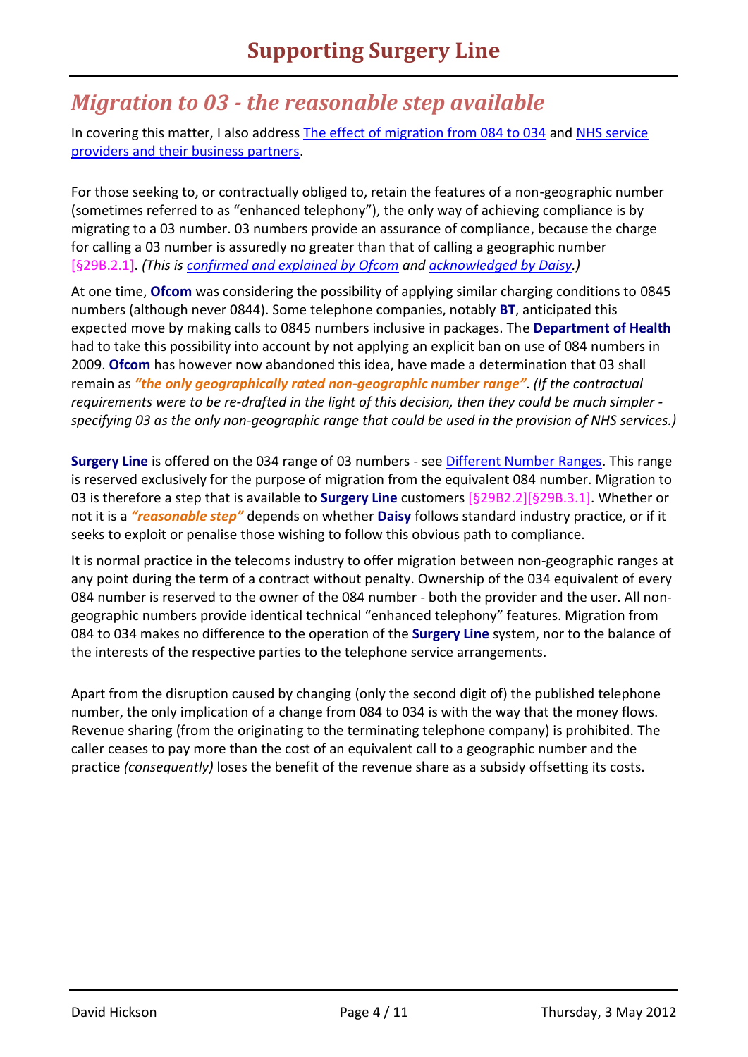## *Migration to 03 - the reasonable step available*

In covering this matter, I also address The effect of migration from 084 to 034 and NHS service providers and their business partners.

For those seeking to, or contractually obliged to, retain the features of a non-geographic number (sometimes referred to as "enhanced telephony"), the only way of achieving compliance is by migrating to a 03 number. 03 numbers provide an assurance of compliance, because the charge for calling a 03 number is assuredly no greater than that of calling a geographic number [§29B.2.1]. *(This is confirmed and explained by Ofcom and acknowledged by Daisy.)*

At one time, **Ofcom** was considering the possibility of applying similar charging conditions to 0845 numbers (although never 0844). Some telephone companies, notably **BT**, anticipated this expected move by making calls to 0845 numbers inclusive in packages. The **Department of Health** had to take this possibility into account by not applying an explicit ban on use of 084 numbers in 2009. **Ofcom** has however now abandoned this idea, have made a determination that 03 shall remain as ***"the only geographically rated non-geographic number range"***. *(If the contractual requirements were to be re-drafted in the light of this decision, then they could be much simpler - specifying 03 as the only non-geographic range that could be used in the provision of NHS services.)*

**Surgery Line** is offered on the 034 range of 03 numbers - see Different Number Ranges. This range is reserved exclusively for the purpose of migration from the equivalent 084 number. Migration to 03 is therefore a step that is available to **Surgery Line** customers [§29B2.2][§29B.3.1]. Whether or not it is a ***"reasonable step"*** depends on whether **Daisy** follows standard industry practice, or if it seeks to exploit or penalise those wishing to follow this obvious path to compliance.

It is normal practice in the telecoms industry to offer migration between non-geographic ranges at any point during the term of a contract without penalty. Ownership of the 034 equivalent of every 084 number is reserved to the owner of the 084 number - both the provider and the user. All non-geographic numbers provide identical technical "enhanced telephony" features. Migration from 084 to 034 makes no difference to the operation of the **Surgery Line** system, nor to the balance of the interests of the respective parties to the telephone service arrangements.

Apart from the disruption caused by changing (only the second digit of) the published telephone number, the only implication of a change from 084 to 034 is with the way that the money flows. Revenue sharing (from the originating to the terminating telephone company) is prohibited. The caller ceases to pay more than the cost of an equivalent call to a geographic number and the practice *(consequently)* loses the benefit of the revenue share as a subsidy offsetting its costs.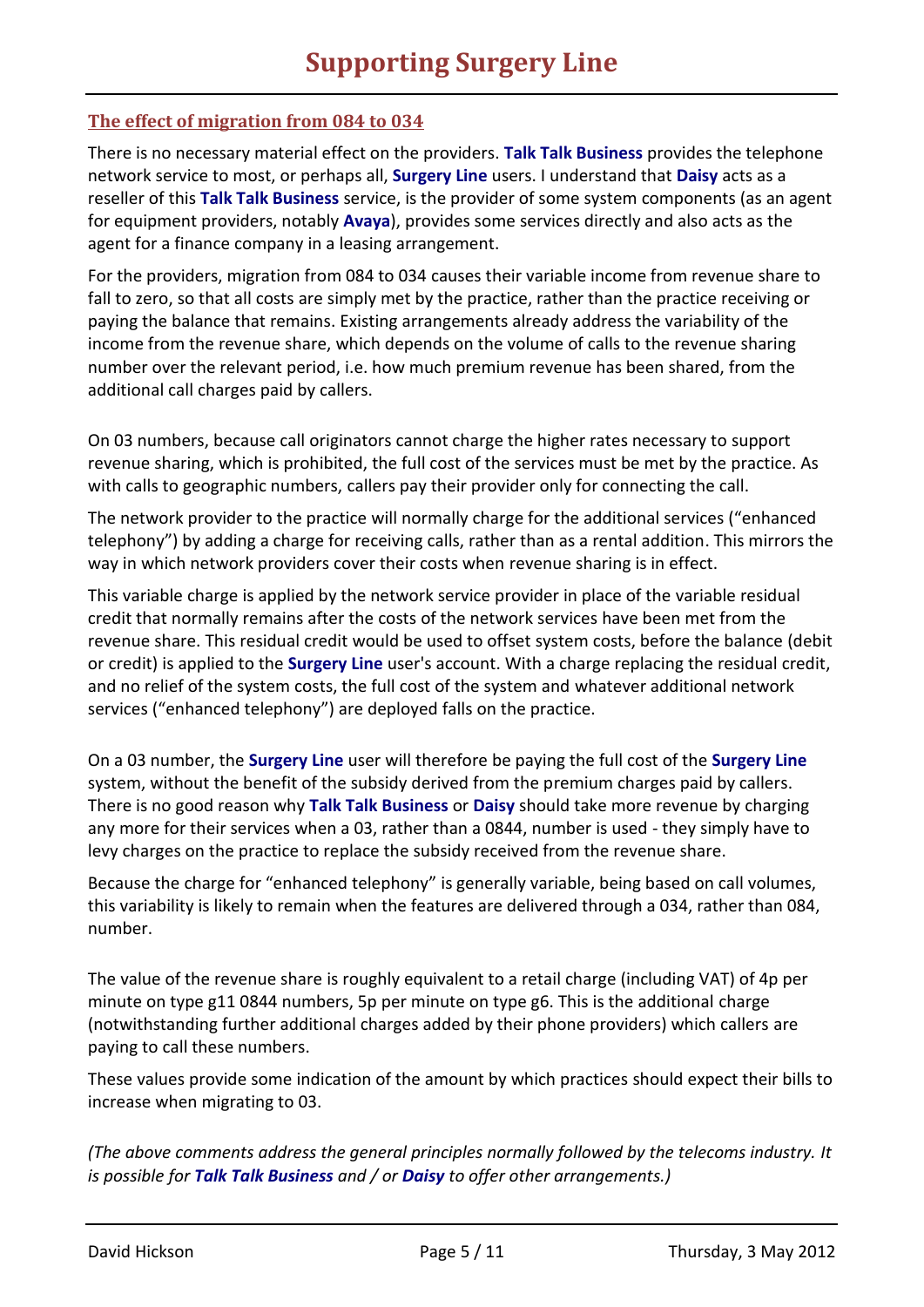# Supporting Surgery Line

## The effect of migration from 084 to 034

There is no necessary material effect on the providers. **Talk Talk Business** provides the telephone network service to most, or perhaps all, **Surgery Line** users. I understand that **Daisy** acts as a reseller of this **Talk Talk Business** service, is the provider of some system components (as an agent for equipment providers, notably **Avaya**), provides some services directly and also acts as the agent for a finance company in a leasing arrangement.

For the providers, migration from 084 to 034 causes their variable income from revenue share to fall to zero, so that all costs are simply met by the practice, rather than the practice receiving or paying the balance that remains. Existing arrangements already address the variability of the income from the revenue share, which depends on the volume of calls to the revenue sharing number over the relevant period, i.e. how much premium revenue has been shared, from the additional call charges paid by callers.

On 03 numbers, because call originators cannot charge the higher rates necessary to support revenue sharing, which is prohibited, the full cost of the services must be met by the practice. As with calls to geographic numbers, callers pay their provider only for connecting the call.

The network provider to the practice will normally charge for the additional services ("enhanced telephony") by adding a charge for receiving calls, rather than as a rental addition. This mirrors the way in which network providers cover their costs when revenue sharing is in effect.

This variable charge is applied by the network service provider in place of the variable residual credit that normally remains after the costs of the network services have been met from the revenue share. This residual credit would be used to offset system costs, before the balance (debit or credit) is applied to the **Surgery Line** user's account. With a charge replacing the residual credit, and no relief of the system costs, the full cost of the system and whatever additional network services ("enhanced telephony") are deployed falls on the practice.

On a 03 number, the **Surgery Line** user will therefore be paying the full cost of the **Surgery Line** system, without the benefit of the subsidy derived from the premium charges paid by callers. There is no good reason why **Talk Talk Business** or **Daisy** should take more revenue by charging any more for their services when a 03, rather than a 0844, number is used - they simply have to levy charges on the practice to replace the subsidy received from the revenue share.

Because the charge for "enhanced telephony" is generally variable, being based on call volumes, this variability is likely to remain when the features are delivered through a 034, rather than 084, number.

The value of the revenue share is roughly equivalent to a retail charge (including VAT) of 4p per minute on type g11 0844 numbers, 5p per minute on type g6. This is the additional charge (notwithstanding further additional charges added by their phone providers) which callers are paying to call these numbers.

These values provide some indication of the amount by which practices should expect their bills to increase when migrating to 03.

*(The above comments address the general principles normally followed by the telecoms industry. It is possible for **Talk Talk Business** and / or **Daisy** to offer other arrangements.)*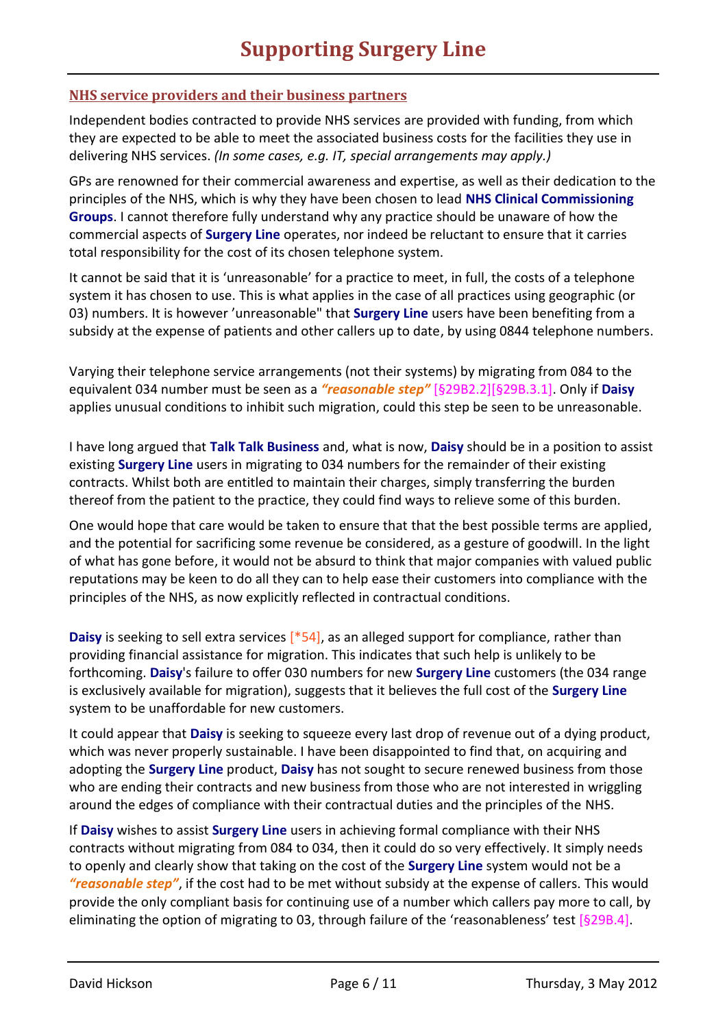# Supporting Surgery Line

## NHS service providers and their business partners

Independent bodies contracted to provide NHS services are provided with funding, from which they are expected to be able to meet the associated business costs for the facilities they use in delivering NHS services. *(In some cases, e.g. IT, special arrangements may apply.)*

GPs are renowned for their commercial awareness and expertise, as well as their dedication to the principles of the NHS, which is why they have been chosen to lead **NHS Clinical Commissioning Groups**. I cannot therefore fully understand why any practice should be unaware of how the commercial aspects of **Surgery Line** operates, nor indeed be reluctant to ensure that it carries total responsibility for the cost of its chosen telephone system.

It cannot be said that it is 'unreasonable' for a practice to meet, in full, the costs of a telephone system it has chosen to use. This is what applies in the case of all practices using geographic (or 03) numbers. It is however 'unreasonable" that **Surgery Line** users have been benefiting from a subsidy at the expense of patients and other callers up to date, by using 0844 telephone numbers.

Varying their telephone service arrangements (not their systems) by migrating from 084 to the equivalent 034 number must be seen as a ***"reasonable step"*** [§29B2.2][§29B.3.1]. Only if **Daisy** applies unusual conditions to inhibit such migration, could this step be seen to be unreasonable.

I have long argued that **Talk Talk Business** and, what is now, **Daisy** should be in a position to assist existing **Surgery Line** users in migrating to 034 numbers for the remainder of their existing contracts. Whilst both are entitled to maintain their charges, simply transferring the burden thereof from the patient to the practice, they could find ways to relieve some of this burden.

One would hope that care would be taken to ensure that that the best possible terms are applied, and the potential for sacrificing some revenue be considered, as a gesture of goodwill. In the light of what has gone before, it would not be absurd to think that major companies with valued public reputations may be keen to do all they can to help ease their customers into compliance with the principles of the NHS, as now explicitly reflected in contractual conditions.

**Daisy** is seeking to sell extra services [*54], as an alleged support for compliance, rather than providing financial assistance for migration. This indicates that such help is unlikely to be forthcoming. **Daisy**'s failure to offer 030 numbers for new **Surgery Line** customers (the 034 range is exclusively available for migration), suggests that it believes the full cost of the **Surgery Line** system to be unaffordable for new customers.

It could appear that **Daisy** is seeking to squeeze every last drop of revenue out of a dying product, which was never properly sustainable. I have been disappointed to find that, on acquiring and adopting the **Surgery Line** product, **Daisy** has not sought to secure renewed business from those who are ending their contracts and new business from those who are not interested in wriggling around the edges of compliance with their contractual duties and the principles of the NHS.

If **Daisy** wishes to assist **Surgery Line** users in achieving formal compliance with their NHS contracts without migrating from 084 to 034, then it could do so very effectively. It simply needs to openly and clearly show that taking on the cost of the **Surgery Line** system would not be a ***"reasonable step"***, if the cost had to be met without subsidy at the expense of callers. This would provide the only compliant basis for continuing use of a number which callers pay more to call, by eliminating the option of migrating to 03, through failure of the 'reasonableness' test [§29B.4].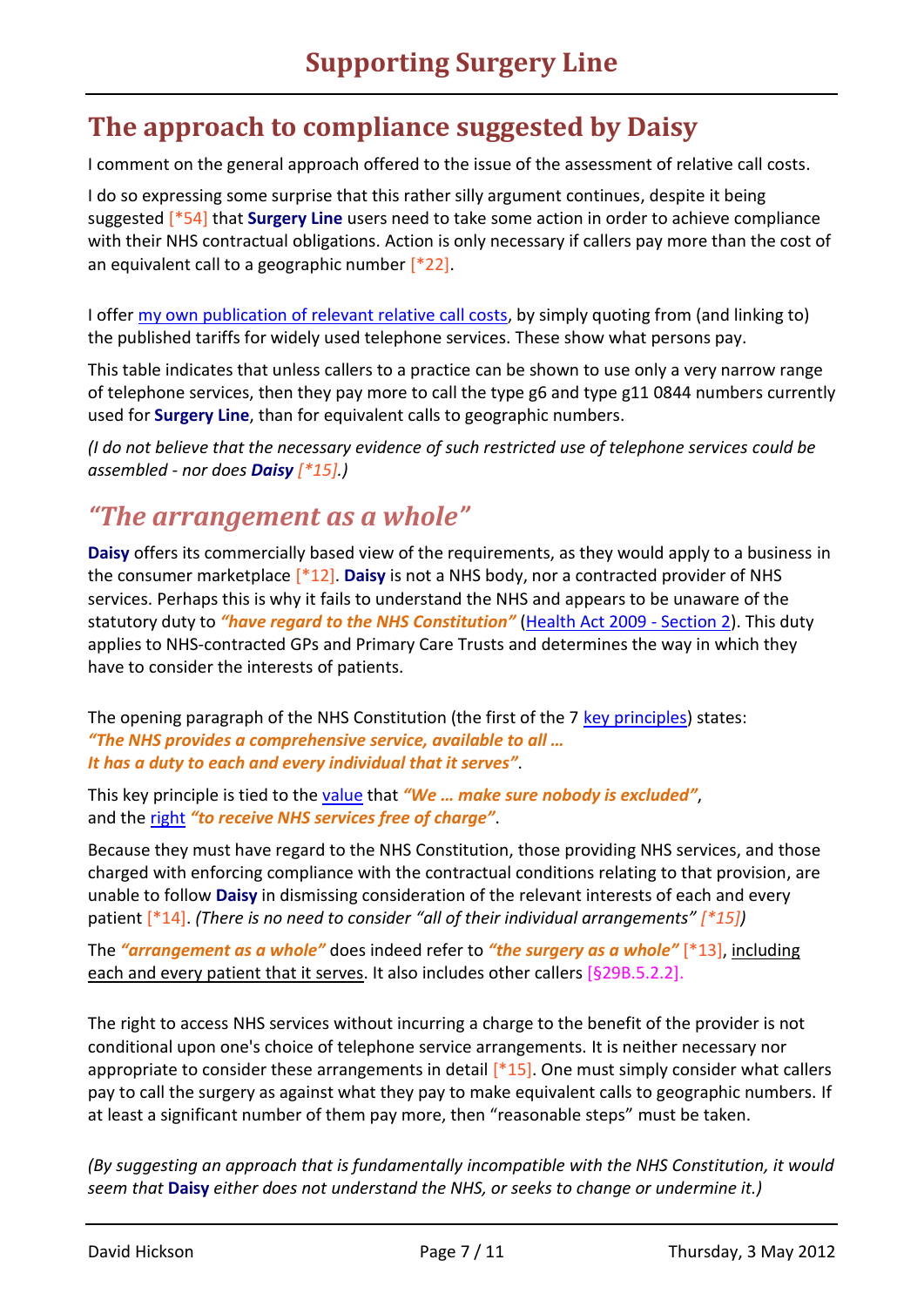## The approach to compliance suggested by Daisy

I comment on the general approach offered to the issue of the assessment of relative call costs.

I do so expressing some surprise that this rather silly argument continues, despite it being suggested [*54] that **Surgery Line** users need to take some action in order to achieve compliance with their NHS contractual obligations. Action is only necessary if callers pay more than the cost of an equivalent call to a geographic number [*22].

I offer my own publication of relevant relative call costs, by simply quoting from (and linking to) the published tariffs for widely used telephone services. These show what persons pay.

This table indicates that unless callers to a practice can be shown to use only a very narrow range of telephone services, then they pay more to call the type g6 and type g11 0844 numbers currently used for **Surgery Line**, than for equivalent calls to geographic numbers.

*(I do not believe that the necessary evidence of such restricted use of telephone services could be assembled - nor does **Daisy** [*15].)*

## *"The arrangement as a whole"*

**Daisy** offers its commercially based view of the requirements, as they would apply to a business in the consumer marketplace [*12]. **Daisy** is not a NHS body, nor a contracted provider of NHS services. Perhaps this is why it fails to understand the NHS and appears to be unaware of the statutory duty to ***"have regard to the NHS Constitution"*** (Health Act 2009 - Section 2). This duty applies to NHS-contracted GPs and Primary Care Trusts and determines the way in which they have to consider the interests of patients.

The opening paragraph of the NHS Constitution (the first of the 7 key principles) states:
***"The NHS provides a comprehensive service, available to all …***
***It has a duty to each and every individual that it serves"***.

This key principle is tied to the value that ***"We … make sure nobody is excluded"***,
and the right ***"to receive NHS services free of charge"***.

Because they must have regard to the NHS Constitution, those providing NHS services, and those charged with enforcing compliance with the contractual conditions relating to that provision, are unable to follow **Daisy** in dismissing consideration of the relevant interests of each and every patient [*14]. *(There is no need to consider "all of their individual arrangements" [*15])*

The ***"arrangement as a whole"*** does indeed refer to ***"the surgery as a whole"*** [*13], including each and every patient that it serves. It also includes other callers [§29B.5.2.2].

The right to access NHS services without incurring a charge to the benefit of the provider is not conditional upon one's choice of telephone service arrangements. It is neither necessary nor appropriate to consider these arrangements in detail [*15]. One must simply consider what callers pay to call the surgery as against what they pay to make equivalent calls to geographic numbers. If at least a significant number of them pay more, then "reasonable steps" must be taken.

*(By suggesting an approach that is fundamentally incompatible with the NHS Constitution, it would seem that **Daisy** either does not understand the NHS, or seeks to change or undermine it.)*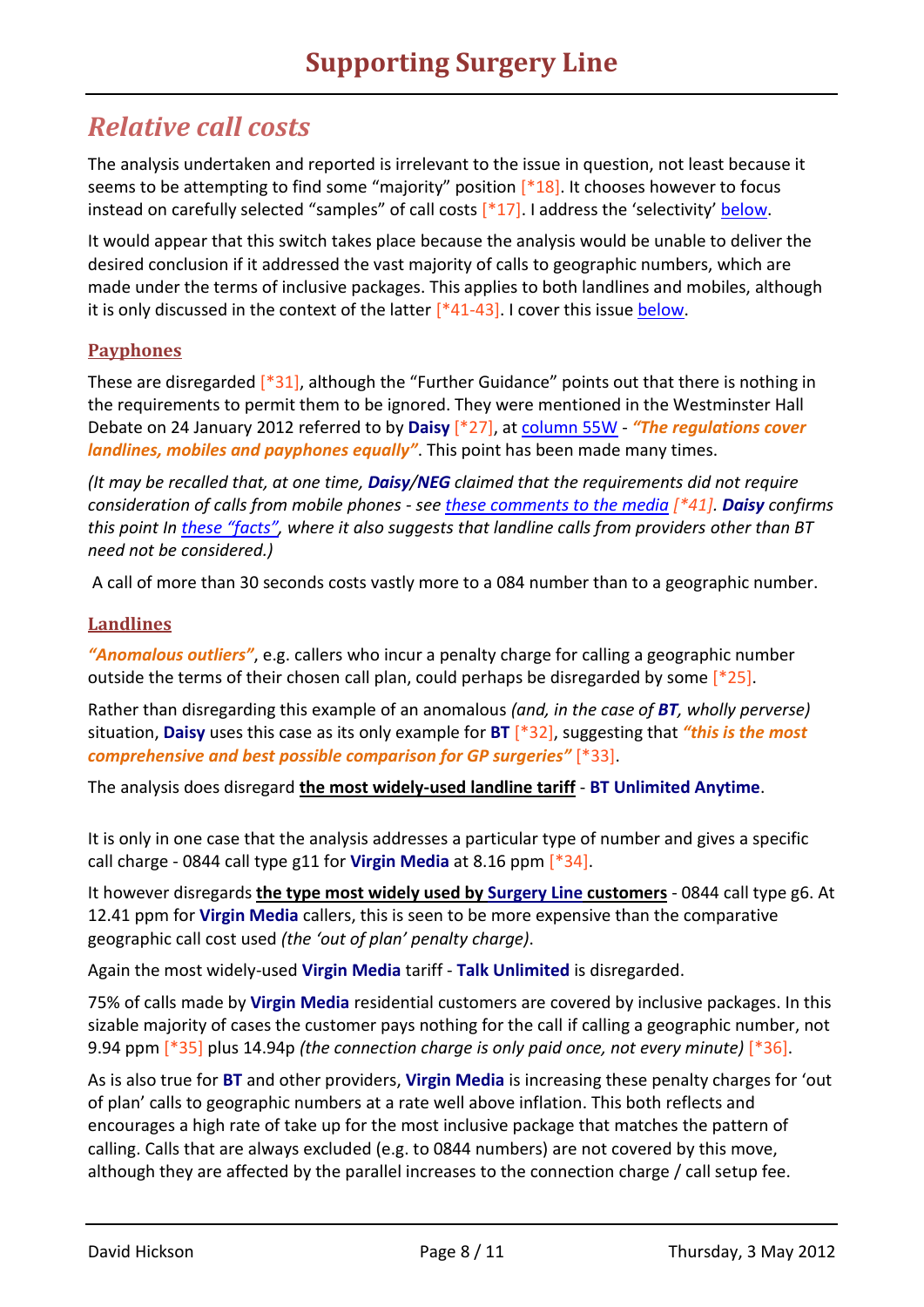# Supporting Surgery Line

## *Relative call costs*

The analysis undertaken and reported is irrelevant to the issue in question, not least because it seems to be attempting to find some "majority" position [*18]. It chooses however to focus instead on carefully selected "samples" of call costs [*17]. I address the 'selectivity' below.

It would appear that this switch takes place because the analysis would be unable to deliver the desired conclusion if it addressed the vast majority of calls to geographic numbers, which are made under the terms of inclusive packages. This applies to both landlines and mobiles, although it is only discussed in the context of the latter [*41-43]. I cover this issue below.

### Payphones

These are disregarded [*31], although the "Further Guidance" points out that there is nothing in the requirements to permit them to be ignored. They were mentioned in the Westminster Hall Debate on 24 January 2012 referred to by **Daisy** [*27], at column 55W - ***"The regulations cover landlines, mobiles and payphones equally"***. This point has been made many times.

*(It may be recalled that, at one time, **Daisy/NEG** claimed that the requirements did not require consideration of calls from mobile phones - see these comments to the media [*41]. **Daisy** confirms this point In these "facts", where it also suggests that landline calls from providers other than BT need not be considered.)*

A call of more than 30 seconds costs vastly more to a 084 number than to a geographic number.

### Landlines

***"Anomalous outliers"***, e.g. callers who incur a penalty charge for calling a geographic number outside the terms of their chosen call plan, could perhaps be disregarded by some [*25].

Rather than disregarding this example of an anomalous *(and, in the case of **BT**, wholly perverse)* situation, **Daisy** uses this case as its only example for **BT** [*32], suggesting that ***"this is the most comprehensive and best possible comparison for GP surgeries"*** [*33].

The analysis does disregard **the most widely-used landline tariff** - **BT Unlimited Anytime**.

It is only in one case that the analysis addresses a particular type of number and gives a specific call charge - 0844 call type g11 for **Virgin Media** at 8.16 ppm [*34].

It however disregards **the type most widely used by Surgery Line customers** - 0844 call type g6. At 12.41 ppm for **Virgin Media** callers, this is seen to be more expensive than the comparative geographic call cost used *(the 'out of plan' penalty charge)*.

Again the most widely-used **Virgin Media** tariff - **Talk Unlimited** is disregarded.

75% of calls made by **Virgin Media** residential customers are covered by inclusive packages. In this sizable majority of cases the customer pays nothing for the call if calling a geographic number, not 9.94 ppm [*35] plus 14.94p *(the connection charge is only paid once, not every minute)* [*36].

As is also true for **BT** and other providers, **Virgin Media** is increasing these penalty charges for 'out of plan' calls to geographic numbers at a rate well above inflation. This both reflects and encourages a high rate of take up for the most inclusive package that matches the pattern of calling. Calls that are always excluded (e.g. to 0844 numbers) are not covered by this move, although they are affected by the parallel increases to the connection charge / call setup fee.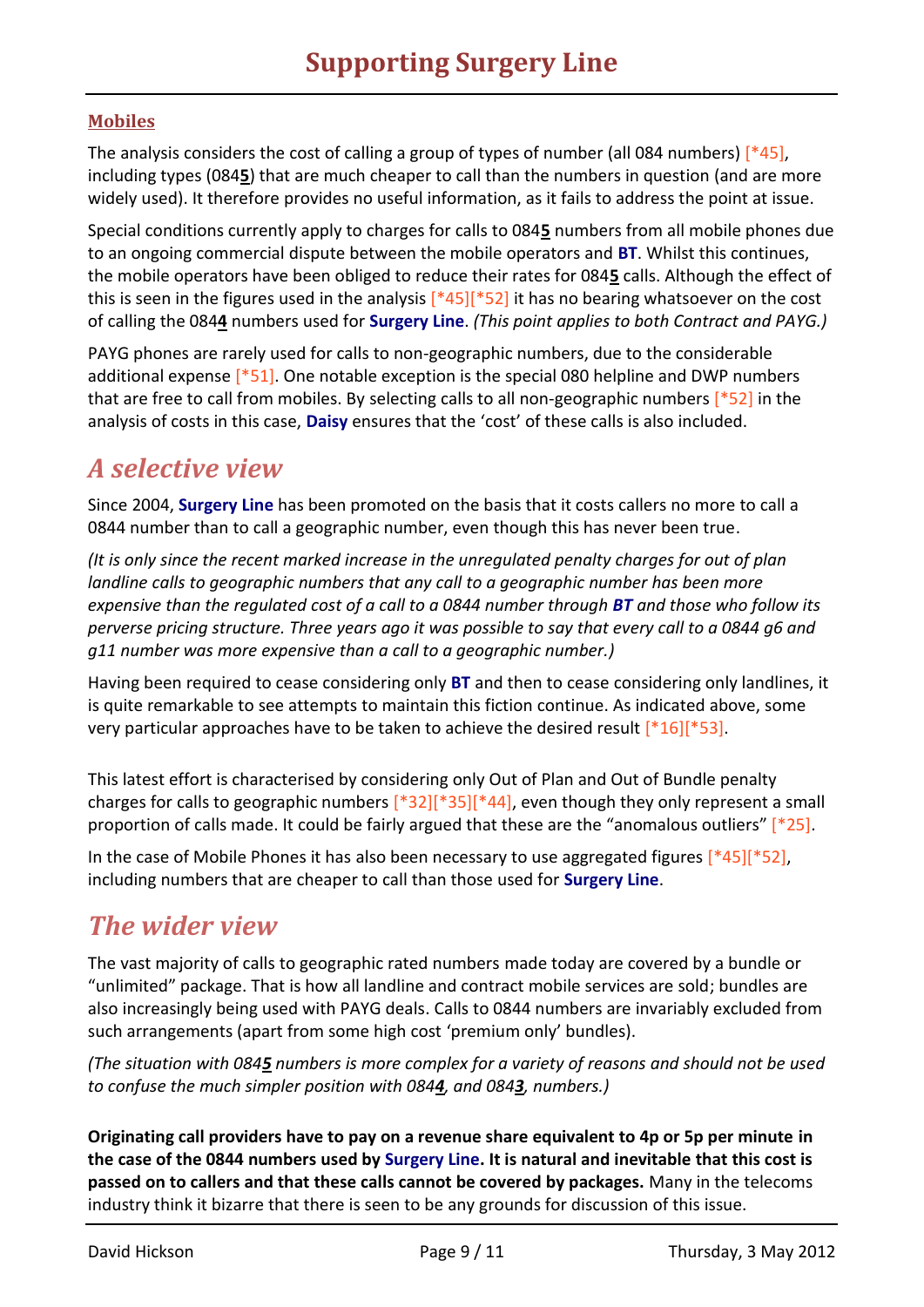### Mobiles

The analysis considers the cost of calling a group of types of number (all 084 numbers) [*45], including types (084**5**) that are much cheaper to call than the numbers in question (and are more widely used). It therefore provides no useful information, as it fails to address the point at issue.

Special conditions currently apply to charges for calls to 084**5** numbers from all mobile phones due to an ongoing commercial dispute between the mobile operators and **BT**. Whilst this continues, the mobile operators have been obliged to reduce their rates for 084**5** calls. Although the effect of this is seen in the figures used in the analysis [*45][*52] it has no bearing whatsoever on the cost of calling the 084**4** numbers used for **Surgery Line**. *(This point applies to both Contract and PAYG.)*

PAYG phones are rarely used for calls to non-geographic numbers, due to the considerable additional expense [*51]. One notable exception is the special 080 helpline and DWP numbers that are free to call from mobiles. By selecting calls to all non-geographic numbers [*52] in the analysis of costs in this case, **Daisy** ensures that the 'cost' of these calls is also included.

## *A selective view*

Since 2004, **Surgery Line** has been promoted on the basis that it costs callers no more to call a 0844 number than to call a geographic number, even though this has never been true.

*(It is only since the recent marked increase in the unregulated penalty charges for out of plan landline calls to geographic numbers that any call to a geographic number has been more expensive than the regulated cost of a call to a 0844 number through **BT** and those who follow its perverse pricing structure. Three years ago it was possible to say that every call to a 0844 g6 and g11 number was more expensive than a call to a geographic number.)*

Having been required to cease considering only **BT** and then to cease considering only landlines, it is quite remarkable to see attempts to maintain this fiction continue. As indicated above, some very particular approaches have to be taken to achieve the desired result [*16][*53].

This latest effort is characterised by considering only Out of Plan and Out of Bundle penalty charges for calls to geographic numbers [*32][*35][*44], even though they only represent a small proportion of calls made. It could be fairly argued that these are the "anomalous outliers" [*25].

In the case of Mobile Phones it has also been necessary to use aggregated figures [*45][*52], including numbers that are cheaper to call than those used for **Surgery Line**.

## *The wider view*

The vast majority of calls to geographic rated numbers made today are covered by a bundle or "unlimited" package. That is how all landline and contract mobile services are sold; bundles are also increasingly being used with PAYG deals. Calls to 0844 numbers are invariably excluded from such arrangements (apart from some high cost 'premium only' bundles).

*(The situation with 084**5** numbers is more complex for a variety of reasons and should not be used to confuse the much simpler position with 084**4**, and 084**3**, numbers.)*

**Originating call providers have to pay on a revenue share equivalent to 4p or 5p per minute in the case of the 0844 numbers used by Surgery Line. It is natural and inevitable that this cost is passed on to callers and that these calls cannot be covered by packages.** Many in the telecoms industry think it bizarre that there is seen to be any grounds for discussion of this issue.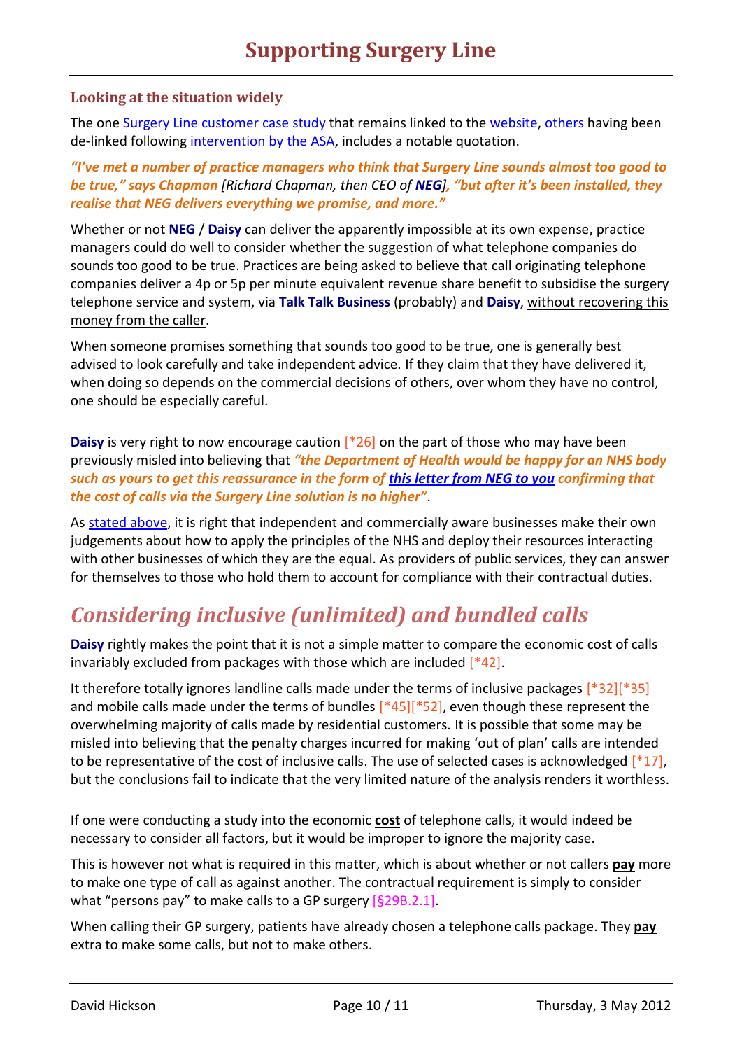## Looking at the situation widely

The one Surgery Line customer case study that remains linked to the website, others having been de-linked following intervention by the ASA, includes a notable quotation.

***"I've met a number of practice managers who think that Surgery Line sounds almost too good to be true," says Chapman** [Richard Chapman, then CEO of **NEG**], **"but after it's been installed, they realise that NEG delivers everything we promise, and more."***

Whether or not **NEG** / **Daisy** can deliver the apparently impossible at its own expense, practice managers could do well to consider whether the suggestion of what telephone companies do sounds too good to be true. Practices are being asked to believe that call originating telephone companies deliver a 4p or 5p per minute equivalent revenue share benefit to subsidise the surgery telephone service and system, via **Talk Talk Business** (probably) and **Daisy**, without recovering this money from the caller.

When someone promises something that sounds too good to be true, one is generally best advised to look carefully and take independent advice. If they claim that they have delivered it, when doing so depends on the commercial decisions of others, over whom they have no control, one should be especially careful.

**Daisy** is very right to now encourage caution [*26] on the part of those who may have been previously misled into believing that ***"the Department of Health would be happy for an NHS body such as yours to get this reassurance in the form of this letter from NEG to you confirming that the cost of calls via the Surgery Line solution is no higher"***.

As stated above, it is right that independent and commercially aware businesses make their own judgements about how to apply the principles of the NHS and deploy their resources interacting with other businesses of which they are the equal. As providers of public services, they can answer for themselves to those who hold them to account for compliance with their contractual duties.

# *Considering inclusive (unlimited) and bundled calls*

**Daisy** rightly makes the point that it is not a simple matter to compare the economic cost of calls invariably excluded from packages with those which are included [*42].

It therefore totally ignores landline calls made under the terms of inclusive packages [*32][*35] and mobile calls made under the terms of bundles [*45][*52], even though these represent the overwhelming majority of calls made by residential customers. It is possible that some may be misled into believing that the penalty charges incurred for making 'out of plan' calls are intended to be representative of the cost of inclusive calls. The use of selected cases is acknowledged [*17], but the conclusions fail to indicate that the very limited nature of the analysis renders it worthless.

If one were conducting a study into the economic **cost** of telephone calls, it would indeed be necessary to consider all factors, but it would be improper to ignore the majority case.

This is however not what is required in this matter, which is about whether or not callers **pay** more to make one type of call as against another. The contractual requirement is simply to consider what "persons pay" to make calls to a GP surgery [§29B.2.1].

When calling their GP surgery, patients have already chosen a telephone calls package. They **pay** extra to make some calls, but not to make others.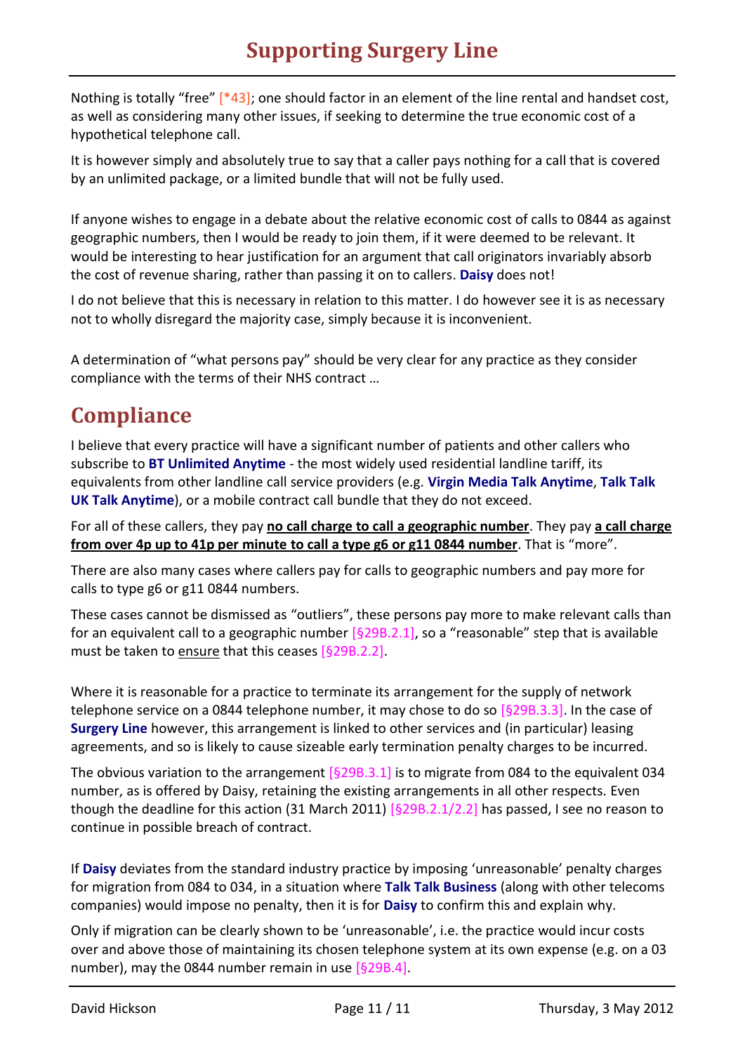# Supporting Surgery Line

Nothing is totally "free" [*43]; one should factor in an element of the line rental and handset cost, as well as considering many other issues, if seeking to determine the true economic cost of a hypothetical telephone call.

It is however simply and absolutely true to say that a caller pays nothing for a call that is covered by an unlimited package, or a limited bundle that will not be fully used.

If anyone wishes to engage in a debate about the relative economic cost of calls to 0844 as against geographic numbers, then I would be ready to join them, if it were deemed to be relevant. It would be interesting to hear justification for an argument that call originators invariably absorb the cost of revenue sharing, rather than passing it on to callers. **Daisy** does not!

I do not believe that this is necessary in relation to this matter. I do however see it is as necessary not to wholly disregard the majority case, simply because it is inconvenient.

A determination of "what persons pay" should be very clear for any practice as they consider compliance with the terms of their NHS contract …

## Compliance

I believe that every practice will have a significant number of patients and other callers who subscribe to **BT Unlimited Anytime** - the most widely used residential landline tariff, its equivalents from other landline call service providers (e.g. **Virgin Media Talk Anytime**, **Talk Talk UK Talk Anytime**), or a mobile contract call bundle that they do not exceed.

For all of these callers, they pay **no call charge to call a geographic number**. They pay **a call charge from over 4p up to 41p per minute to call a type g6 or g11 0844 number**. That is "more".

There are also many cases where callers pay for calls to geographic numbers and pay more for calls to type g6 or g11 0844 numbers.

These cases cannot be dismissed as "outliers", these persons pay more to make relevant calls than for an equivalent call to a geographic number [§29B.2.1], so a "reasonable" step that is available must be taken to ensure that this ceases [§29B.2.2].

Where it is reasonable for a practice to terminate its arrangement for the supply of network telephone service on a 0844 telephone number, it may chose to do so [§29B.3.3]. In the case of **Surgery Line** however, this arrangement is linked to other services and (in particular) leasing agreements, and so is likely to cause sizeable early termination penalty charges to be incurred.

The obvious variation to the arrangement [§29B.3.1] is to migrate from 084 to the equivalent 034 number, as is offered by Daisy, retaining the existing arrangements in all other respects. Even though the deadline for this action (31 March 2011) [§29B.2.1/2.2] has passed, I see no reason to continue in possible breach of contract.

If **Daisy** deviates from the standard industry practice by imposing 'unreasonable' penalty charges for migration from 084 to 034, in a situation where **Talk Talk Business** (along with other telecoms companies) would impose no penalty, then it is for **Daisy** to confirm this and explain why.

Only if migration can be clearly shown to be 'unreasonable', i.e. the practice would incur costs over and above those of maintaining its chosen telephone system at its own expense (e.g. on a 03 number), may the 0844 number remain in use [§29B.4].